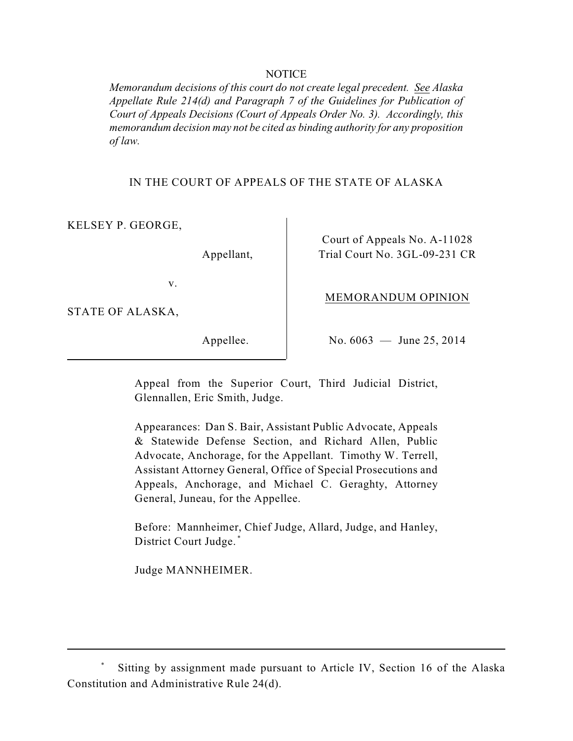NOTICE

*Memorandum decisions of this court do not create legal precedent. See Alaska Appellate Rule 214(d) and Paragraph 7 of the Guidelines for Publication of Court of Appeals Decisions (Court of Appeals Order No. 3). Accordingly, this memorandum decision may not be cited as binding authority for any proposition of law.*

IN THE COURT OF APPEALS OF THE STATE OF ALASKA

| | |
|---|---|
| KELSEY P. GEORGE,<br><br>Appellant,<br><br>v.<br><br>STATE OF ALASKA,<br><br>Appellee. | Court of Appeals No. A-11028<br>Trial Court No. 3GL-09-231 CR<br><br>MEMORANDUM OPINION<br><br>No. 6063 — June 25, 2014 |

Appeal from the Superior Court, Third Judicial District, Glennallen, Eric Smith, Judge.

Appearances: Dan S. Bair, Assistant Public Advocate, Appeals & Statewide Defense Section, and Richard Allen, Public Advocate, Anchorage, for the Appellant. Timothy W. Terrell, Assistant Attorney General, Office of Special Prosecutions and Appeals, Anchorage, and Michael C. Geraghty, Attorney General, Juneau, for the Appellee.

Before: Mannheimer, Chief Judge, Allard, Judge, and Hanley, District Court Judge.*

Judge MANNHEIMER.

---

\* Sitting by assignment made pursuant to Article IV, Section 16 of the Alaska Constitution and Administrative Rule 24(d).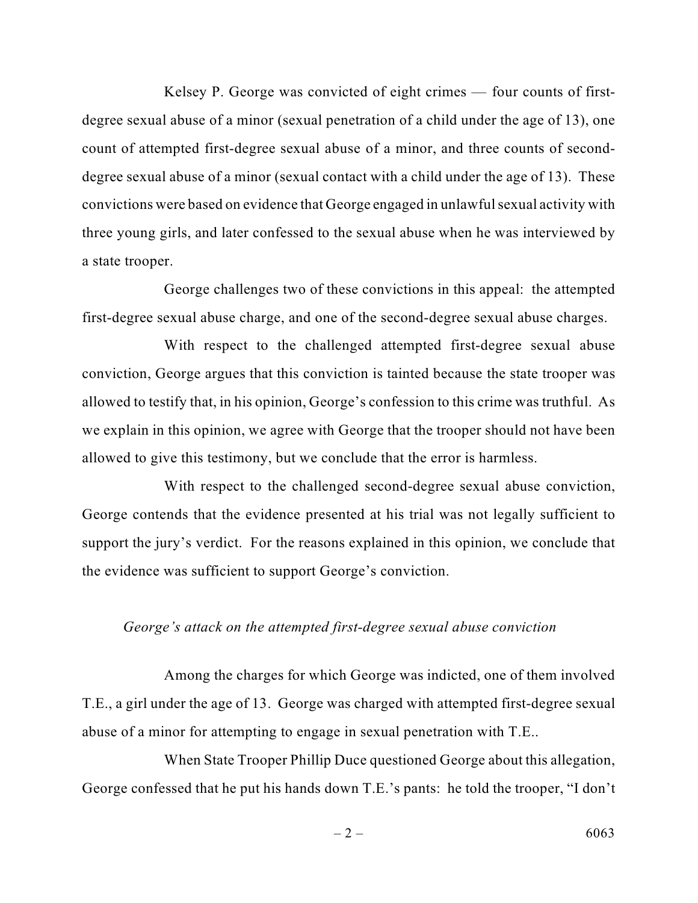Kelsey P. George was convicted of eight crimes — four counts of first-degree sexual abuse of a minor (sexual penetration of a child under the age of 13), one count of attempted first-degree sexual abuse of a minor, and three counts of second-degree sexual abuse of a minor (sexual contact with a child under the age of 13). These convictions were based on evidence that George engaged in unlawful sexual activity with three young girls, and later confessed to the sexual abuse when he was interviewed by a state trooper.

George challenges two of these convictions in this appeal: the attempted first-degree sexual abuse charge, and one of the second-degree sexual abuse charges.

With respect to the challenged attempted first-degree sexual abuse conviction, George argues that this conviction is tainted because the state trooper was allowed to testify that, in his opinion, George's confession to this crime was truthful. As we explain in this opinion, we agree with George that the trooper should not have been allowed to give this testimony, but we conclude that the error is harmless.

With respect to the challenged second-degree sexual abuse conviction, George contends that the evidence presented at his trial was not legally sufficient to support the jury's verdict. For the reasons explained in this opinion, we conclude that the evidence was sufficient to support George's conviction.

*George's attack on the attempted first-degree sexual abuse conviction*

Among the charges for which George was indicted, one of them involved T.E., a girl under the age of 13. George was charged with attempted first-degree sexual abuse of a minor for attempting to engage in sexual penetration with T.E..

When State Trooper Phillip Duce questioned George about this allegation, George confessed that he put his hands down T.E.'s pants: he told the trooper, "I don't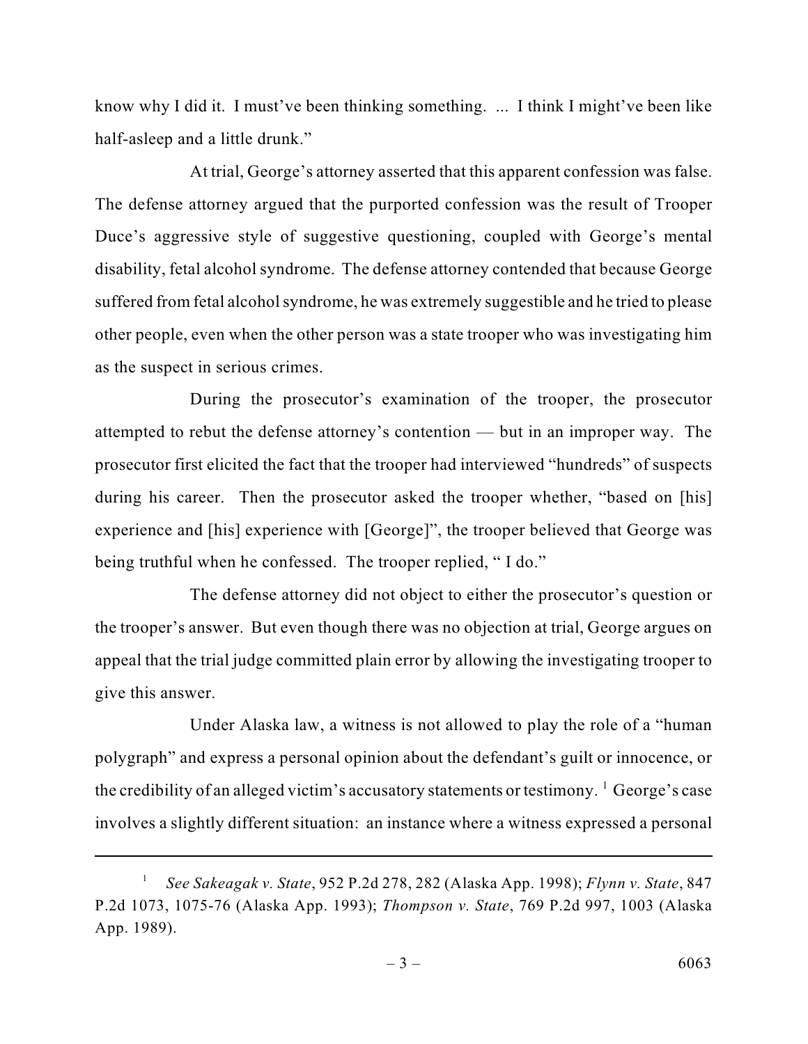know why I did it. I must've been thinking something. ... I think I might've been like half-asleep and a little drunk."

At trial, George's attorney asserted that this apparent confession was false. The defense attorney argued that the purported confession was the result of Trooper Duce's aggressive style of suggestive questioning, coupled with George's mental disability, fetal alcohol syndrome. The defense attorney contended that because George suffered from fetal alcohol syndrome, he was extremely suggestible and he tried to please other people, even when the other person was a state trooper who was investigating him as the suspect in serious crimes.

During the prosecutor's examination of the trooper, the prosecutor attempted to rebut the defense attorney's contention — but in an improper way. The prosecutor first elicited the fact that the trooper had interviewed "hundreds" of suspects during his career. Then the prosecutor asked the trooper whether, "based on [his] experience and [his] experience with [George]", the trooper believed that George was being truthful when he confessed. The trooper replied, " I do."

The defense attorney did not object to either the prosecutor's question or the trooper's answer. But even though there was no objection at trial, George argues on appeal that the trial judge committed plain error by allowing the investigating trooper to give this answer.

Under Alaska law, a witness is not allowed to play the role of a "human polygraph" and express a personal opinion about the defendant's guilt or innocence, or the credibility of an alleged victim's accusatory statements or testimony. [1] George's case involves a slightly different situation: an instance where a witness expressed a personal

---

[1] *See Sakeagak v. State*, 952 P.2d 278, 282 (Alaska App. 1998); *Flynn v. State*, 847 P.2d 1073, 1075-76 (Alaska App. 1993); *Thompson v. State*, 769 P.2d 997, 1003 (Alaska App. 1989).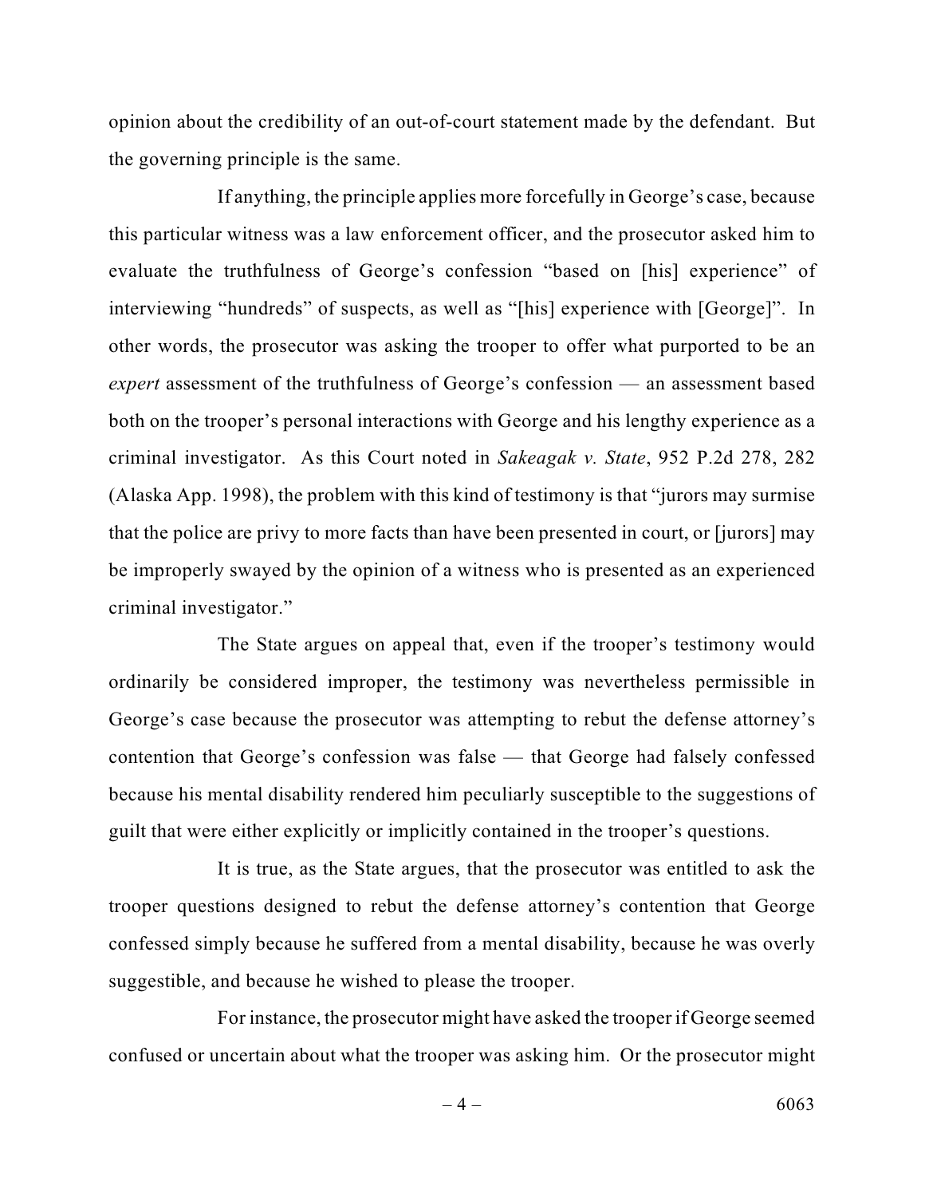opinion about the credibility of an out-of-court statement made by the defendant. But the governing principle is the same.

If anything, the principle applies more forcefully in George's case, because this particular witness was a law enforcement officer, and the prosecutor asked him to evaluate the truthfulness of George's confession "based on [his] experience" of interviewing "hundreds" of suspects, as well as "[his] experience with [George]". In other words, the prosecutor was asking the trooper to offer what purported to be an *expert* assessment of the truthfulness of George's confession — an assessment based both on the trooper's personal interactions with George and his lengthy experience as a criminal investigator. As this Court noted in *Sakeagak v. State*, 952 P.2d 278, 282 (Alaska App. 1998), the problem with this kind of testimony is that "jurors may surmise that the police are privy to more facts than have been presented in court, or [jurors] may be improperly swayed by the opinion of a witness who is presented as an experienced criminal investigator."

The State argues on appeal that, even if the trooper's testimony would ordinarily be considered improper, the testimony was nevertheless permissible in George's case because the prosecutor was attempting to rebut the defense attorney's contention that George's confession was false — that George had falsely confessed because his mental disability rendered him peculiarly susceptible to the suggestions of guilt that were either explicitly or implicitly contained in the trooper's questions.

It is true, as the State argues, that the prosecutor was entitled to ask the trooper questions designed to rebut the defense attorney's contention that George confessed simply because he suffered from a mental disability, because he was overly suggestible, and because he wished to please the trooper.

For instance, the prosecutor might have asked the trooper if George seemed confused or uncertain about what the trooper was asking him. Or the prosecutor might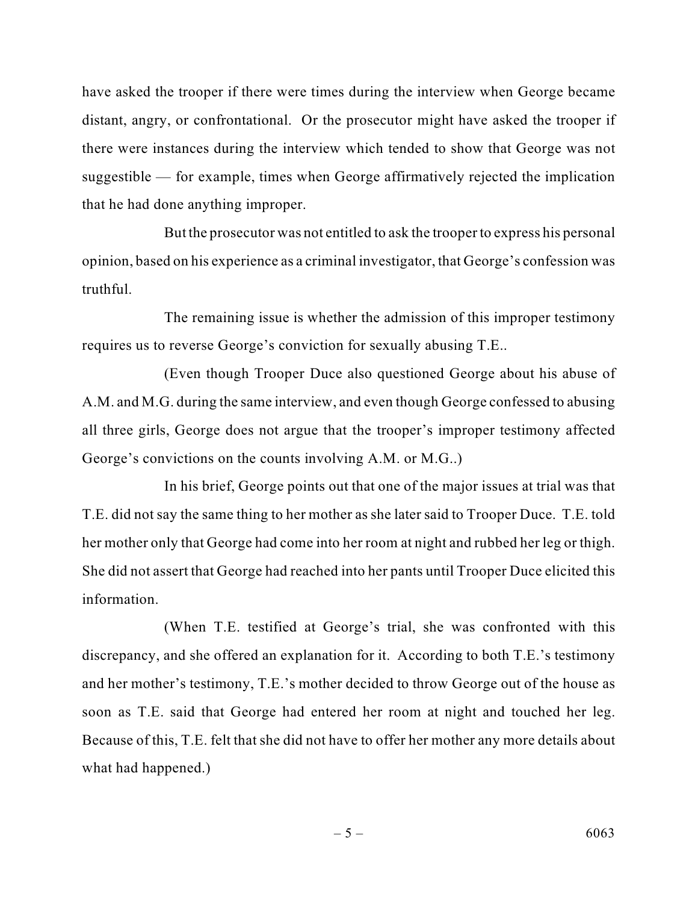have asked the trooper if there were times during the interview when George became distant, angry, or confrontational. Or the prosecutor might have asked the trooper if there were instances during the interview which tended to show that George was not suggestible — for example, times when George affirmatively rejected the implication that he had done anything improper.

But the prosecutor was not entitled to ask the trooper to express his personal opinion, based on his experience as a criminal investigator, that George's confession was truthful.

The remaining issue is whether the admission of this improper testimony requires us to reverse George's conviction for sexually abusing T.E..

(Even though Trooper Duce also questioned George about his abuse of A.M. and M.G. during the same interview, and even though George confessed to abusing all three girls, George does not argue that the trooper's improper testimony affected George's convictions on the counts involving A.M. or M.G..)

In his brief, George points out that one of the major issues at trial was that T.E. did not say the same thing to her mother as she later said to Trooper Duce. T.E. told her mother only that George had come into her room at night and rubbed her leg or thigh. She did not assert that George had reached into her pants until Trooper Duce elicited this information.

(When T.E. testified at George's trial, she was confronted with this discrepancy, and she offered an explanation for it. According to both T.E.'s testimony and her mother's testimony, T.E.'s mother decided to throw George out of the house as soon as T.E. said that George had entered her room at night and touched her leg. Because of this, T.E. felt that she did not have to offer her mother any more details about what had happened.)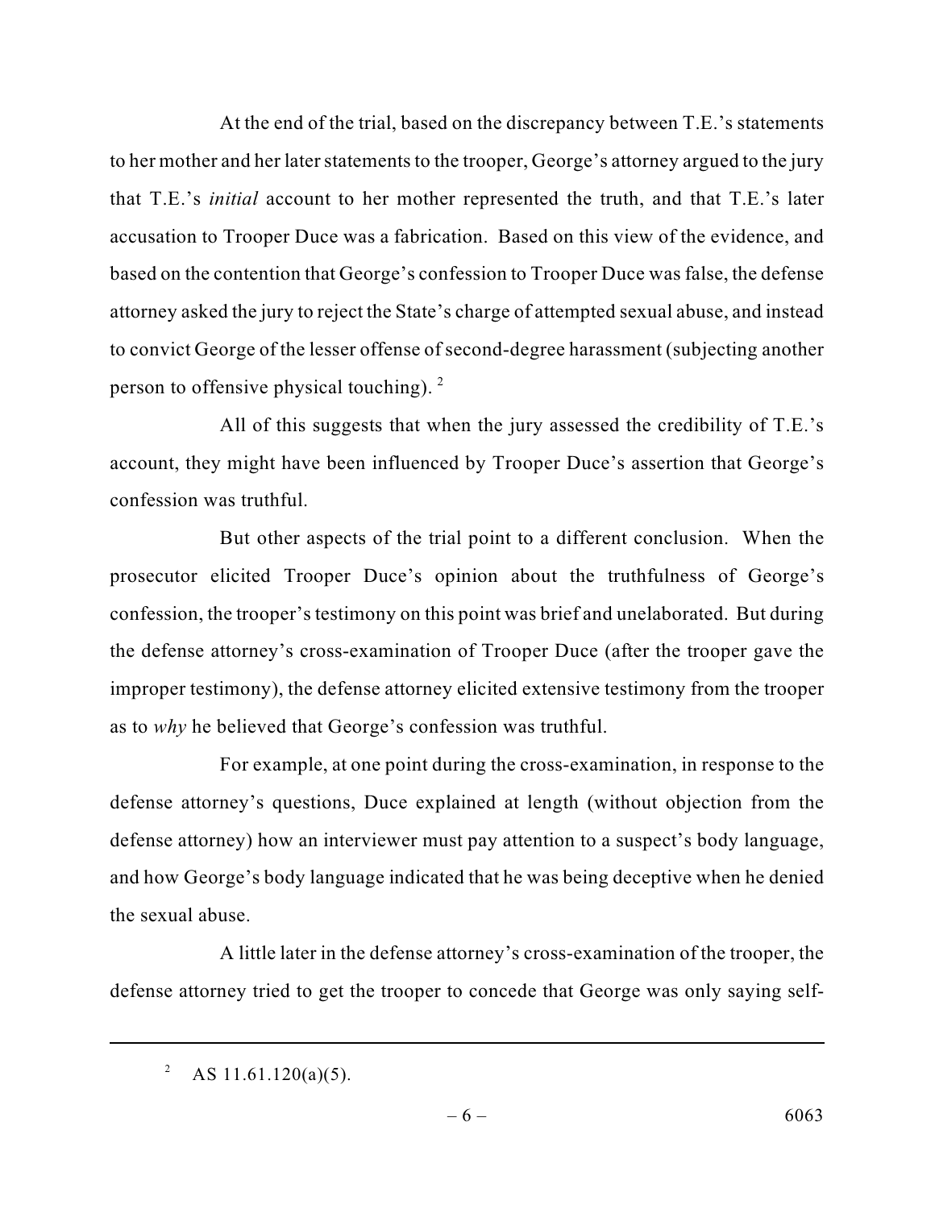At the end of the trial, based on the discrepancy between T.E.'s statements to her mother and her later statements to the trooper, George's attorney argued to the jury that T.E.'s *initial* account to her mother represented the truth, and that T.E.'s later accusation to Trooper Duce was a fabrication. Based on this view of the evidence, and based on the contention that George's confession to Trooper Duce was false, the defense attorney asked the jury to reject the State's charge of attempted sexual abuse, and instead to convict George of the lesser offense of second-degree harassment (subjecting another person to offensive physical touching). [2]

All of this suggests that when the jury assessed the credibility of T.E.'s account, they might have been influenced by Trooper Duce's assertion that George's confession was truthful.

But other aspects of the trial point to a different conclusion. When the prosecutor elicited Trooper Duce's opinion about the truthfulness of George's confession, the trooper's testimony on this point was brief and unelaborated. But during the defense attorney's cross-examination of Trooper Duce (after the trooper gave the improper testimony), the defense attorney elicited extensive testimony from the trooper as to *why* he believed that George's confession was truthful.

For example, at one point during the cross-examination, in response to the defense attorney's questions, Duce explained at length (without objection from the defense attorney) how an interviewer must pay attention to a suspect's body language, and how George's body language indicated that he was being deceptive when he denied the sexual abuse.

A little later in the defense attorney's cross-examination of the trooper, the defense attorney tried to get the trooper to concede that George was only saying self-

---

[2] AS 11.61.120(a)(5).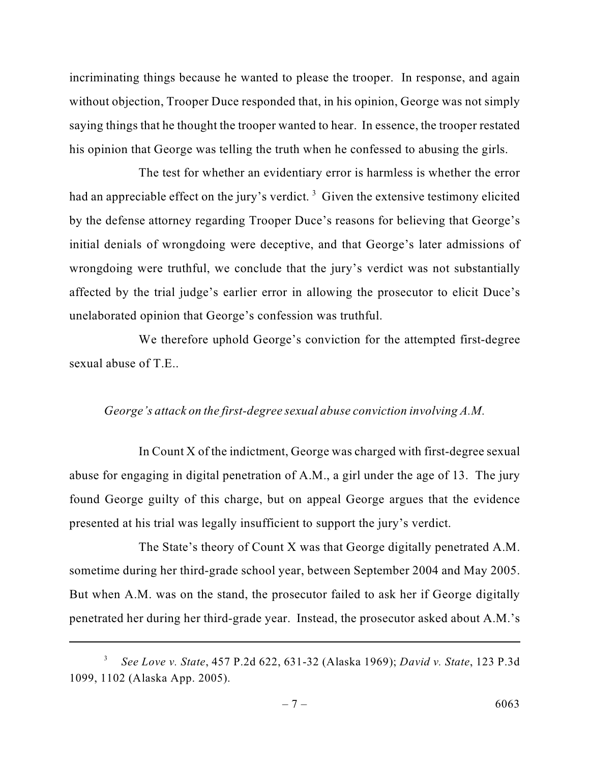incriminating things because he wanted to please the trooper. In response, and again without objection, Trooper Duce responded that, in his opinion, George was not simply saying things that he thought the trooper wanted to hear. In essence, the trooper restated his opinion that George was telling the truth when he confessed to abusing the girls.

The test for whether an evidentiary error is harmless is whether the error had an appreciable effect on the jury's verdict.[3] Given the extensive testimony elicited by the defense attorney regarding Trooper Duce's reasons for believing that George's initial denials of wrongdoing were deceptive, and that George's later admissions of wrongdoing were truthful, we conclude that the jury's verdict was not substantially affected by the trial judge's earlier error in allowing the prosecutor to elicit Duce's unelaborated opinion that George's confession was truthful.

We therefore uphold George's conviction for the attempted first-degree sexual abuse of T.E..

*George's attack on the first-degree sexual abuse conviction involving A.M.*

In Count X of the indictment, George was charged with first-degree sexual abuse for engaging in digital penetration of A.M., a girl under the age of 13. The jury found George guilty of this charge, but on appeal George argues that the evidence presented at his trial was legally insufficient to support the jury's verdict.

The State's theory of Count X was that George digitally penetrated A.M. sometime during her third-grade school year, between September 2004 and May 2005. But when A.M. was on the stand, the prosecutor failed to ask her if George digitally penetrated her during her third-grade year. Instead, the prosecutor asked about A.M.'s

---

[3] *See Love v. State*, 457 P.2d 622, 631-32 (Alaska 1969); *David v. State*, 123 P.3d 1099, 1102 (Alaska App. 2005).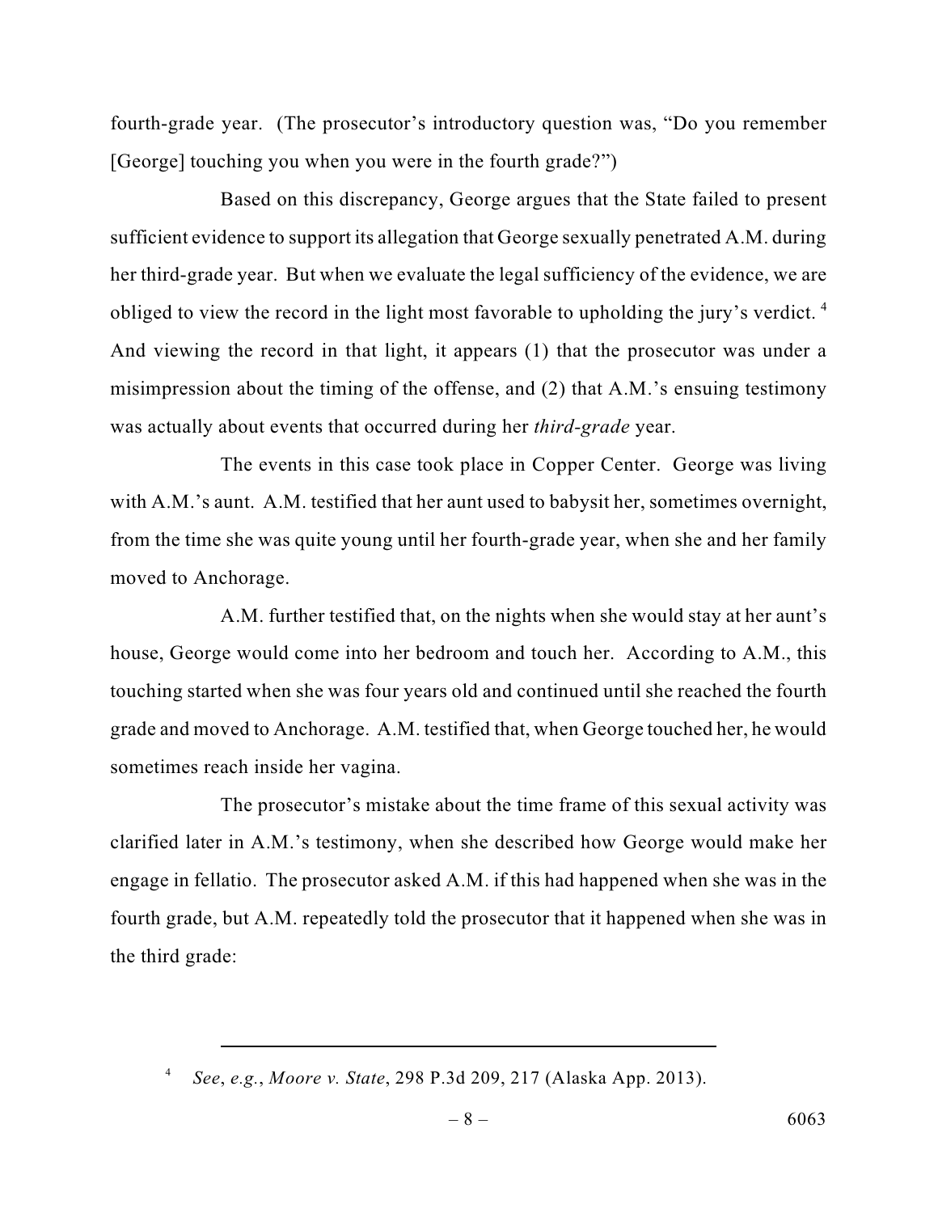fourth-grade year. (The prosecutor's introductory question was, "Do you remember [George] touching you when you were in the fourth grade?")

Based on this discrepancy, George argues that the State failed to present sufficient evidence to support its allegation that George sexually penetrated A.M. during her third-grade year. But when we evaluate the legal sufficiency of the evidence, we are obliged to view the record in the light most favorable to upholding the jury's verdict.[4] And viewing the record in that light, it appears (1) that the prosecutor was under a misimpression about the timing of the offense, and (2) that A.M.'s ensuing testimony was actually about events that occurred during her *third-grade* year.

The events in this case took place in Copper Center. George was living with A.M.'s aunt. A.M. testified that her aunt used to babysit her, sometimes overnight, from the time she was quite young until her fourth-grade year, when she and her family moved to Anchorage.

A.M. further testified that, on the nights when she would stay at her aunt's house, George would come into her bedroom and touch her. According to A.M., this touching started when she was four years old and continued until she reached the fourth grade and moved to Anchorage. A.M. testified that, when George touched her, he would sometimes reach inside her vagina.

The prosecutor's mistake about the time frame of this sexual activity was clarified later in A.M.'s testimony, when she described how George would make her engage in fellatio. The prosecutor asked A.M. if this had happened when she was in the fourth grade, but A.M. repeatedly told the prosecutor that it happened when she was in the third grade:

---

[4] *See*, *e.g.*, *Moore v. State*, 298 P.3d 209, 217 (Alaska App. 2013).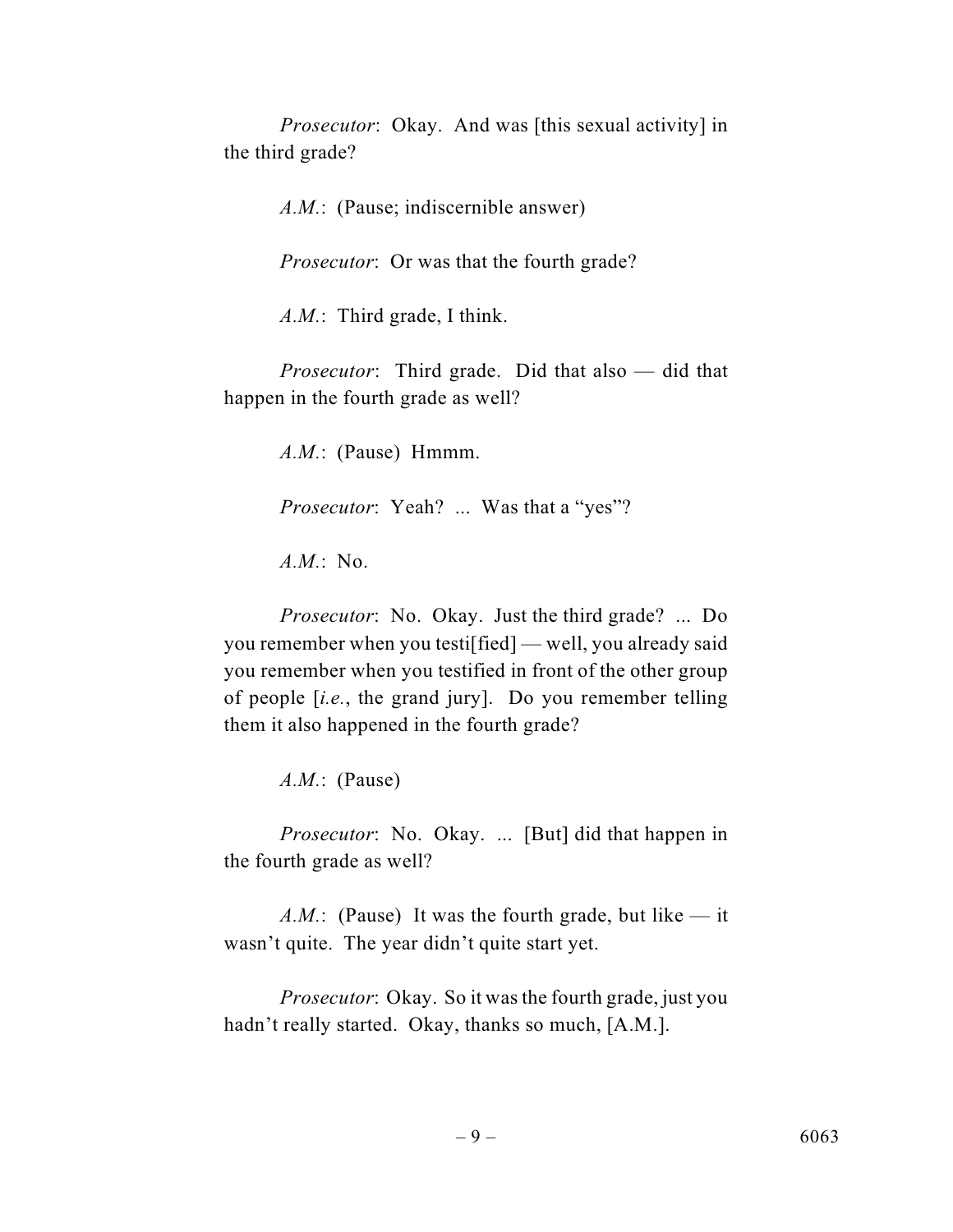*Prosecutor*: Okay. And was [this sexual activity] in the third grade?

*A.M.*: (Pause; indiscernible answer)

*Prosecutor*: Or was that the fourth grade?

*A.M.*: Third grade, I think.

*Prosecutor*: Third grade. Did that also — did that happen in the fourth grade as well?

*A.M.*: (Pause) Hmmm.

*Prosecutor*: Yeah? ... Was that a "yes"?

*A.M.*: No.

*Prosecutor*: No. Okay. Just the third grade? ... Do you remember when you testi[fied] — well, you already said you remember when you testified in front of the other group of people [*i.e.*, the grand jury]. Do you remember telling them it also happened in the fourth grade?

*A.M.*: (Pause)

*Prosecutor*: No. Okay. ... [But] did that happen in the fourth grade as well?

*A.M.*: (Pause) It was the fourth grade, but like — it wasn't quite. The year didn't quite start yet.

*Prosecutor*: Okay. So it was the fourth grade, just you hadn't really started. Okay, thanks so much, [A.M.].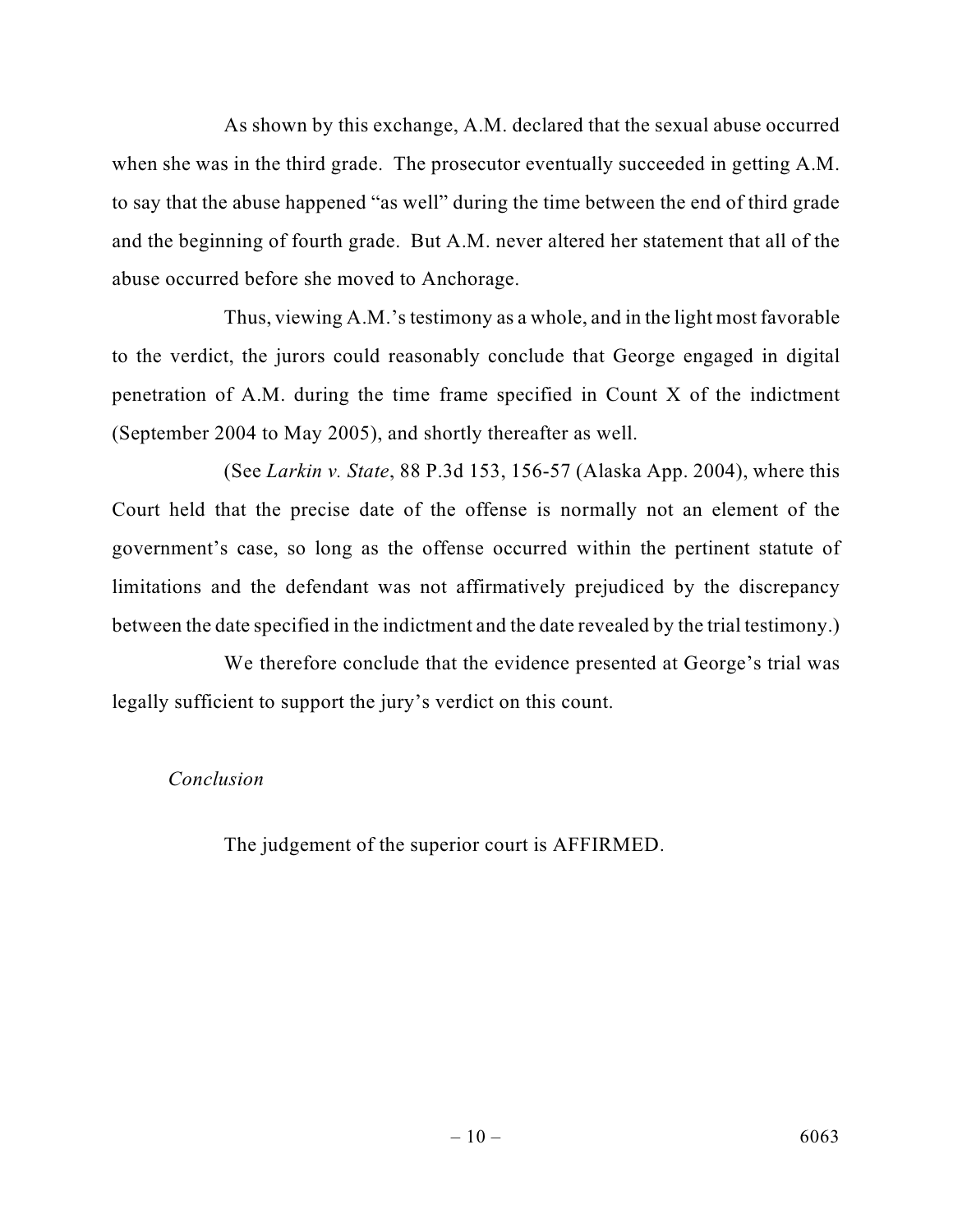As shown by this exchange, A.M. declared that the sexual abuse occurred when she was in the third grade. The prosecutor eventually succeeded in getting A.M. to say that the abuse happened "as well" during the time between the end of third grade and the beginning of fourth grade. But A.M. never altered her statement that all of the abuse occurred before she moved to Anchorage.

Thus, viewing A.M.'s testimony as a whole, and in the light most favorable to the verdict, the jurors could reasonably conclude that George engaged in digital penetration of A.M. during the time frame specified in Count X of the indictment (September 2004 to May 2005), and shortly thereafter as well.

(See *Larkin v. State*, 88 P.3d 153, 156-57 (Alaska App. 2004), where this Court held that the precise date of the offense is normally not an element of the government's case, so long as the offense occurred within the pertinent statute of limitations and the defendant was not affirmatively prejudiced by the discrepancy between the date specified in the indictment and the date revealed by the trial testimony.)

We therefore conclude that the evidence presented at George's trial was legally sufficient to support the jury's verdict on this count.

*Conclusion*

The judgement of the superior court is AFFIRMED.